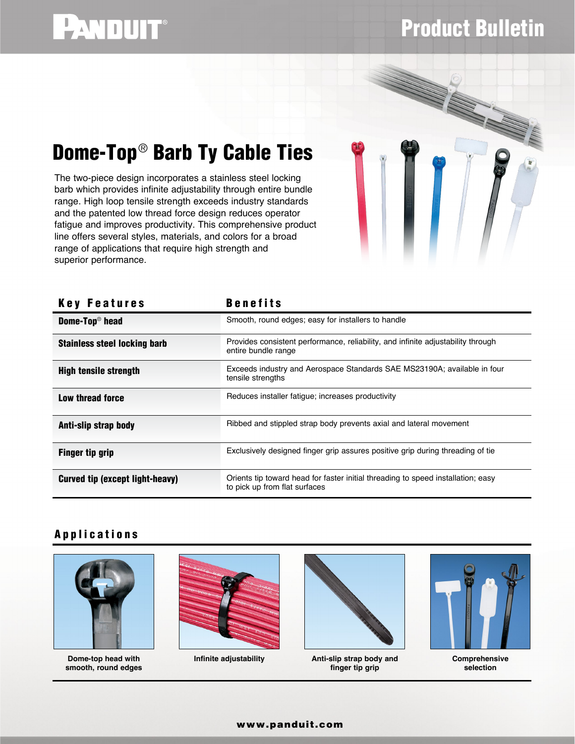# Dome-Top® Barb Ty Cable Ties

The two-piece design incorporates a stainless steel locking barb which provides infinite adjustability through entire bundle range. High loop tensile strength exceeds industry standards and the patented low thread force design reduces operator fatigue and improves productivity. This comprehensive product line offers several styles, materials, and colors for a broad range of applications that require high strength and superior performance.

| Key Features | Benefits |
|---|---|
| **Dome-Top® head** | Smooth, round edges; easy for installers to handle |
| **Stainless steel locking barb** | Provides consistent performance, reliability, and infinite adjustability through entire bundle range |
| **High tensile strength** | Exceeds industry and Aerospace Standards SAE MS23190A; available in four tensile strengths |
| **Low thread force** | Reduces installer fatigue; increases productivity |
| **Anti-slip strap body** | Ribbed and stippled strap body prevents axial and lateral movement |
| **Finger tip grip** | Exclusively designed finger grip assures positive grip during threading of tie |
| **Curved tip (except light-heavy)** | Orients tip toward head for faster initial threading to speed installation; easy to pick up from flat surfaces |

## Applications

Dome-top head with smooth, round edges

Infinite adjustability

Anti-slip strap body and finger tip grip

Comprehensive selection

www.panduit.com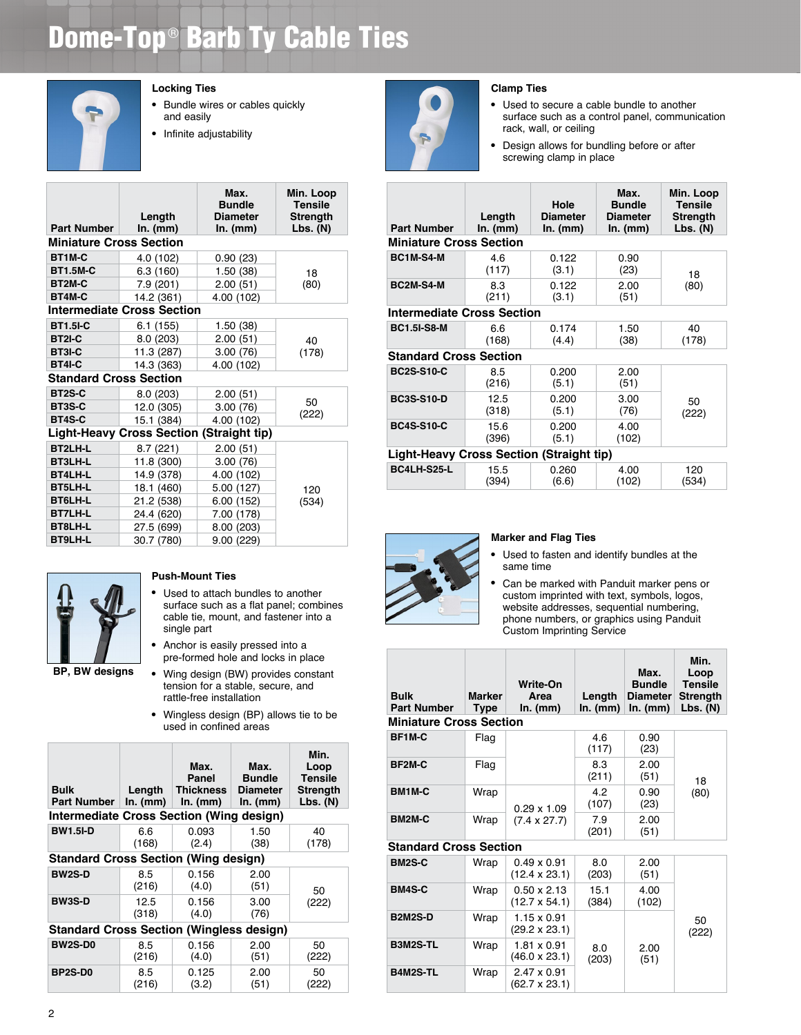# Dome-Top® Barb Ty Cable Ties

### Locking Ties

- Bundle wires or cables quickly and easily
- Infinite adjustability

| Part Number | Length In. (mm) | Max. Bundle Diameter In. (mm) | Min. Loop Tensile Strength Lbs. (N) |
|---|---|---|---|
| **Miniature Cross Section** | | | |
| BT1M-C | 4.0 (102) | 0.90 (23) | 18 (80) |
| BT1.5M-C | 6.3 (160) | 1.50 (38) | |
| BT2M-C | 7.9 (201) | 2.00 (51) | |
| BT4M-C | 14.2 (361) | 4.00 (102) | |
| **Intermediate Cross Section** | | | |
| BT1.5I-C | 6.1 (155) | 1.50 (38) | 40 (178) |
| BT2I-C | 8.0 (203) | 2.00 (51) | |
| BT3I-C | 11.3 (287) | 3.00 (76) | |
| BT4I-C | 14.3 (363) | 4.00 (102) | |
| **Standard Cross Section** | | | |
| BT2S-C | 8.0 (203) | 2.00 (51) | 50 (222) |
| BT3S-C | 12.0 (305) | 3.00 (76) | |
| BT4S-C | 15.1 (384) | 4.00 (102) | |
| **Light-Heavy Cross Section (Straight tip)** | | | |
| BT2LH-L | 8.7 (221) | 2.00 (51) | 120 (534) |
| BT3LH-L | 11.8 (300) | 3.00 (76) | |
| BT4LH-L | 14.9 (378) | 4.00 (102) | |
| BT5LH-L | 18.1 (460) | 5.00 (127) | |
| BT6LH-L | 21.2 (538) | 6.00 (152) | |
| BT7LH-L | 24.4 (620) | 7.00 (178) | |
| BT8LH-L | 27.5 (699) | 8.00 (203) | |
| BT9LH-L | 30.7 (780) | 9.00 (229) | |

### Push-Mount Ties

BP, BW designs

- Used to attach bundles to another surface such as a flat panel; combines cable tie, mount, and fastener into a single part
- Anchor is easily pressed into a pre-formed hole and locks in place
- Wing design (BW) provides constant tension for a stable, secure, and rattle-free installation
- Wingless design (BP) allows tie to be used in confined areas

| Bulk Part Number | Length In. (mm) | Max. Panel Thickness In. (mm) | Max. Bundle Diameter In. (mm) | Min. Loop Tensile Strength Lbs. (N) |
|---|---|---|---|---|
| **Intermediate Cross Section (Wing design)** | | | | |
| BW1.5I-D | 6.6 (168) | 0.093 (2.4) | 1.50 (38) | 40 (178) |
| **Standard Cross Section (Wing design)** | | | | |
| BW2S-D | 8.5 (216) | 0.156 (4.0) | 2.00 (51) | 50 (222) |
| BW3S-D | 12.5 (318) | 0.156 (4.0) | 3.00 (76) | |
| **Standard Cross Section (Wingless design)** | | | | |
| BW2S-D0 | 8.5 (216) | 0.156 (4.0) | 2.00 (51) | 50 (222) |
| BP2S-D0 | 8.5 (216) | 0.125 (3.2) | 2.00 (51) | 50 (222) |

### Clamp Ties

- Used to secure a cable bundle to another surface such as a control panel, communication rack, wall, or ceiling
- Design allows for bundling before or after screwing clamp in place

| Part Number | Length In. (mm) | Hole Diameter In. (mm) | Max. Bundle Diameter In. (mm) | Min. Loop Tensile Strength Lbs. (N) |
|---|---|---|---|---|
| **Miniature Cross Section** | | | | |
| BC1M-S4-M | 4.6 (117) | 0.122 (3.1) | 0.90 (23) | 18 (80) |
| BC2M-S4-M | 8.3 (211) | 0.122 (3.1) | 2.00 (51) | |
| **Intermediate Cross Section** | | | | |
| BC1.5I-S8-M | 6.6 (168) | 0.174 (4.4) | 1.50 (38) | 40 (178) |
| **Standard Cross Section** | | | | |
| BC2S-S10-C | 8.5 (216) | 0.200 (5.1) | 2.00 (51) | 50 (222) |
| BC3S-S10-D | 12.5 (318) | 0.200 (5.1) | 3.00 (76) | |
| BC4S-S10-C | 15.6 (396) | 0.200 (5.1) | 4.00 (102) | |
| **Light-Heavy Cross Section (Straight tip)** | | | | |
| BC4LH-S25-L | 15.5 (394) | 0.260 (6.6) | 4.00 (102) | 120 (534) |

### Marker and Flag Ties

- Used to fasten and identify bundles at the same time
- Can be marked with Panduit marker pens or custom imprinted with text, symbols, logos, website addresses, sequential numbering, phone numbers, or graphics using Panduit Custom Imprinting Service

| Bulk Part Number | Marker Type | Write-On Area In. (mm) | Length In. (mm) | Max. Bundle Diameter In. (mm) | Min. Loop Tensile Strength Lbs. (N) |
|---|---|---|---|---|---|
| **Miniature Cross Section** | | | | | |
| BF1M-C | Flag | 0.29 x 1.09 (7.4 x 27.7) | 4.6 (117) | 0.90 (23) | 18 (80) |
| BF2M-C | Flag | | 8.3 (211) | 2.00 (51) | |
| BM1M-C | Wrap | | 4.2 (107) | 0.90 (23) | |
| BM2M-C | Wrap | | 7.9 (201) | 2.00 (51) | |
| **Standard Cross Section** | | | | | |
| BM2S-C | Wrap | 0.49 x 0.91 (12.4 x 23.1) | 8.0 (203) | 2.00 (51) | 50 (222) |
| BM4S-C | Wrap | 0.50 x 2.13 (12.7 x 54.1) | 15.1 (384) | 4.00 (102) | |
| B2M2S-D | Wrap | 1.15 x 0.91 (29.2 x 23.1) | 8.0 (203) | 2.00 (51) | |
| B3M2S-TL | Wrap | 1.81 x 0.91 (46.0 x 23.1) | | | |
| B4M2S-TL | Wrap | 2.47 x 0.91 (62.7 x 23.1) | | | |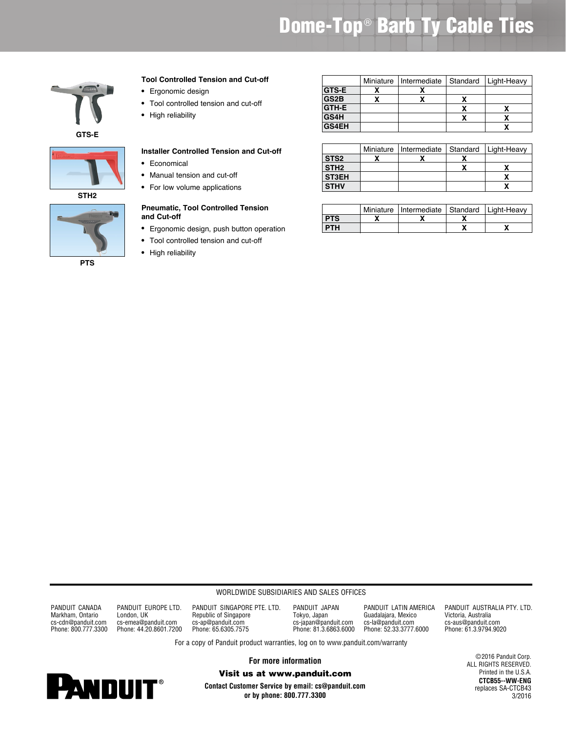# Dome-Top® Barb Ty Cable Ties

GTS-E

### Tool Controlled Tension and Cut-off

- Ergonomic design
- Tool controlled tension and cut-off
- High reliability

| | Miniature | Intermediate | Standard | Light-Heavy |
|---|---|---|---|---|
| **GTS-E** | X | X | | |
| **GS2B** | X | X | X | |
| **GTH-E** | | | X | X |
| **GS4H** | | | X | X |
| **GS4EH** | | | | X |

STH2

### Installer Controlled Tension and Cut-off

- Economical
- Manual tension and cut-off
- For low volume applications

| | Miniature | Intermediate | Standard | Light-Heavy |
|---|---|---|---|---|
| **STS2** | X | X | X | |
| **STH2** | | | X | X |
| **ST3EH** | | | | X |
| **STHV** | | | | X |

PTS

### Pneumatic, Tool Controlled Tension and Cut-off

- Ergonomic design, push button operation
- Tool controlled tension and cut-off
- High reliability

| | Miniature | Intermediate | Standard | Light-Heavy |
|---|---|---|---|---|
| **PTS** | X | X | X | |
| **PTH** | | | X | X |

WORLDWIDE SUBSIDIARIES AND SALES OFFICES

PANDUIT CANADA
Markham, Ontario
cs-cdn@panduit.com
Phone: 800.777.3300

PANDUIT EUROPE LTD.
London, UK
cs-emea@panduit.com
Phone: 44.20.8601.7200

PANDUIT SINGAPORE PTE. LTD.
Republic of Singapore
cs-ap@panduit.com
Phone: 65.6305.7575

PANDUIT JAPAN
Tokyo, Japan
cs-japan@panduit.com
Phone: 81.3.6863.6000

PANDUIT LATIN AMERICA
Guadalajara, Mexico
cs-la@panduit.com
Phone: 52.33.3777.6000

PANDUIT AUSTRALIA PTY. LTD.
Victoria, Australia
cs-aus@panduit.com
Phone: 61.3.9794.9020

For a copy of Panduit product warranties, log on to www.panduit.com/warranty

PANDUIT®

**For more information**

**Visit us at www.panduit.com**

**Contact Customer Service by email: cs@panduit.com**
**or by phone: 800.777.3300**

©2016 Panduit Corp.
ALL RIGHTS RESERVED.
Printed in the U.S.A.
**CTCB55--WW-ENG**
replaces SA-CTCB43
3/2016